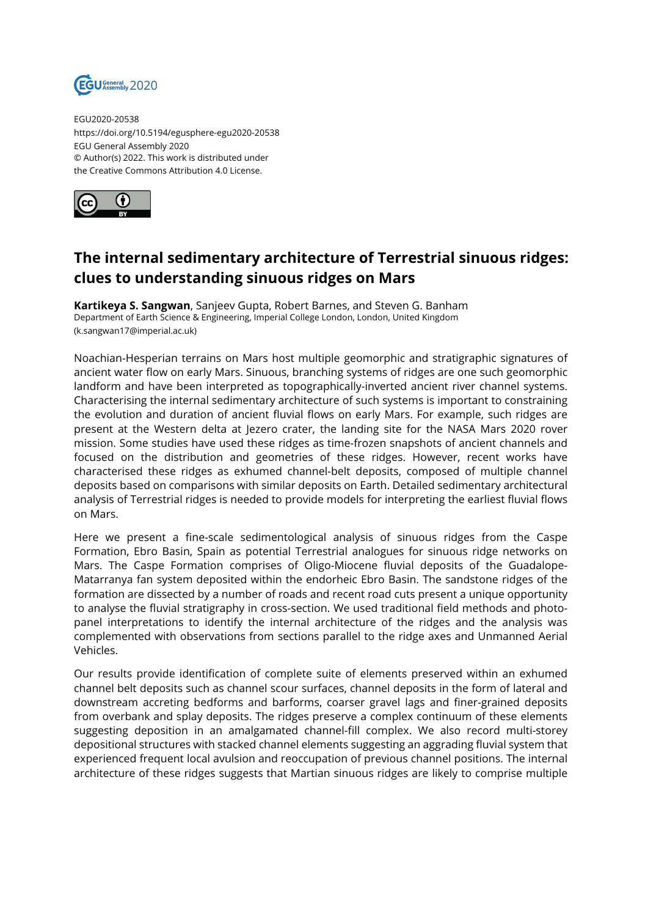EGU2020-20538
https://doi.org/10.5194/egusphere-egu2020-20538
EGU General Assembly 2020
© Author(s) 2022. This work is distributed under
the Creative Commons Attribution 4.0 License.

# The internal sedimentary architecture of Terrestrial sinuous ridges: clues to understanding sinuous ridges on Mars

**Kartikeya S. Sangwan**, Sanjeev Gupta, Robert Barnes, and Steven G. Banham
Department of Earth Science & Engineering, Imperial College London, London, United Kingdom
(k.sangwan17@imperial.ac.uk)

Noachian-Hesperian terrains on Mars host multiple geomorphic and stratigraphic signatures of ancient water flow on early Mars. Sinuous, branching systems of ridges are one such geomorphic landform and have been interpreted as topographically-inverted ancient river channel systems. Characterising the internal sedimentary architecture of such systems is important to constraining the evolution and duration of ancient fluvial flows on early Mars. For example, such ridges are present at the Western delta at Jezero crater, the landing site for the NASA Mars 2020 rover mission. Some studies have used these ridges as time-frozen snapshots of ancient channels and focused on the distribution and geometries of these ridges. However, recent works have characterised these ridges as exhumed channel-belt deposits, composed of multiple channel deposits based on comparisons with similar deposits on Earth. Detailed sedimentary architectural analysis of Terrestrial ridges is needed to provide models for interpreting the earliest fluvial flows on Mars.

Here we present a fine-scale sedimentological analysis of sinuous ridges from the Caspe Formation, Ebro Basin, Spain as potential Terrestrial analogues for sinuous ridge networks on Mars. The Caspe Formation comprises of Oligo-Miocene fluvial deposits of the Guadalope-Matarranya fan system deposited within the endorheic Ebro Basin. The sandstone ridges of the formation are dissected by a number of roads and recent road cuts present a unique opportunity to analyse the fluvial stratigraphy in cross-section. We used traditional field methods and photo-panel interpretations to identify the internal architecture of the ridges and the analysis was complemented with observations from sections parallel to the ridge axes and Unmanned Aerial Vehicles.

Our results provide identification of complete suite of elements preserved within an exhumed channel belt deposits such as channel scour surfaces, channel deposits in the form of lateral and downstream accreting bedforms and barforms, coarser gravel lags and finer-grained deposits from overbank and splay deposits. The ridges preserve a complex continuum of these elements suggesting deposition in an amalgamated channel-fill complex. We also record multi-storey depositional structures with stacked channel elements suggesting an aggrading fluvial system that experienced frequent local avulsion and reoccupation of previous channel positions. The internal architecture of these ridges suggests that Martian sinuous ridges are likely to comprise multiple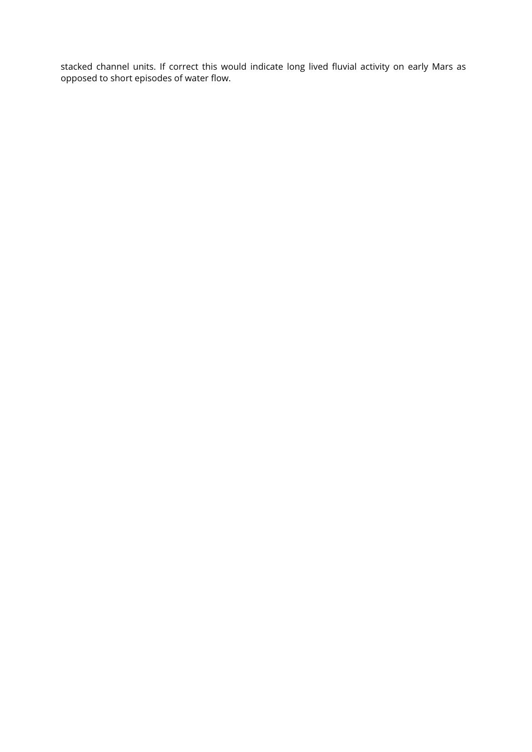stacked channel units. If correct this would indicate long lived fluvial activity on early Mars as opposed to short episodes of water flow.